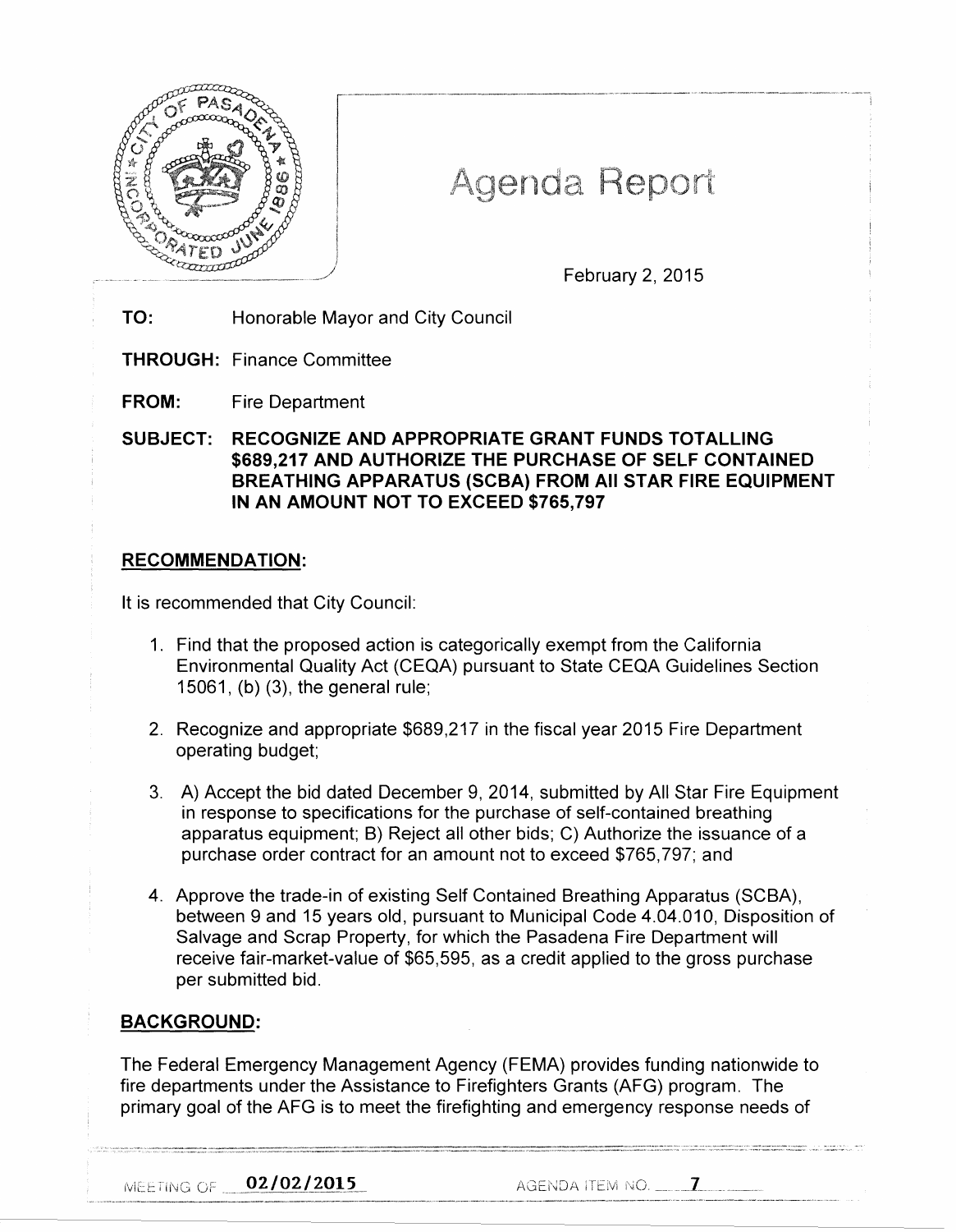# Agenda Report

February 2, 2015

**TO:** Honorable Mayor and City Council

**THROUGH:** Finance Committee

**FROM:** Fire Department

**SUBJECT: RECOGNIZE AND APPROPRIATE GRANT FUNDS TOTALLING $689,217 AND AUTHORIZE THE PURCHASE OF SELF CONTAINED BREATHING APPARATUS (SCBA) FROM All STAR FIRE EQUIPMENT IN AN AMOUNT NOT TO EXCEED $765,797**

## RECOMMENDATION:

It is recommended that City Council:

1. Find that the proposed action is categorically exempt from the California Environmental Quality Act (CEQA) pursuant to State CEQA Guidelines Section 15061, (b) (3), the general rule;

2. Recognize and appropriate $689,217 in the fiscal year 2015 Fire Department operating budget;

3. A) Accept the bid dated December 9, 2014, submitted by All Star Fire Equipment in response to specifications for the purchase of self-contained breathing apparatus equipment; B) Reject all other bids; C) Authorize the issuance of a purchase order contract for an amount not to exceed $765,797; and

4. Approve the trade-in of existing Self Contained Breathing Apparatus (SCBA), between 9 and 15 years old, pursuant to Municipal Code 4.04.010, Disposition of Salvage and Scrap Property, for which the Pasadena Fire Department will receive fair-market-value of $65,595, as a credit applied to the gross purchase per submitted bid.

## BACKGROUND:

The Federal Emergency Management Agency (FEMA) provides funding nationwide to fire departments under the Assistance to Firefighters Grants (AFG) program. The primary goal of the AFG is to meet the firefighting and emergency response needs of

MEETING OF 02/02/2015 AGENDA ITEM NO. 7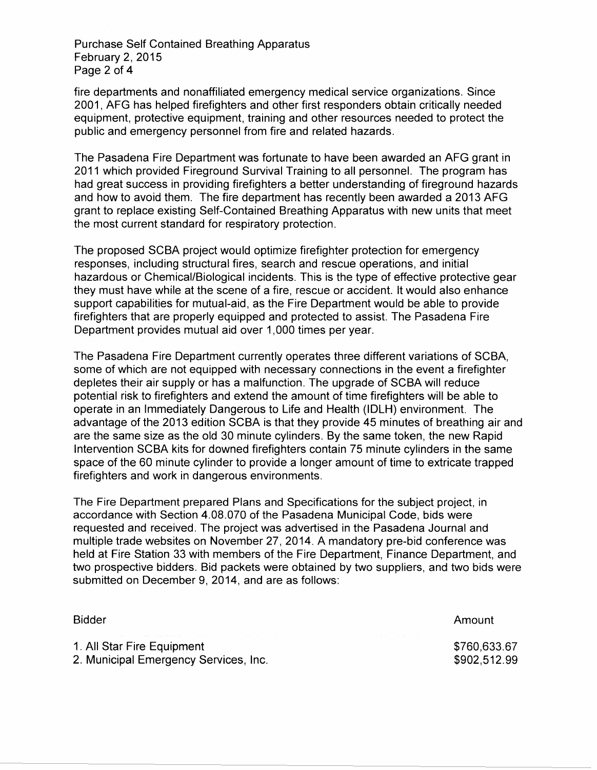fire departments and nonaffiliated emergency medical service organizations. Since 2001, AFG has helped firefighters and other first responders obtain critically needed equipment, protective equipment, training and other resources needed to protect the public and emergency personnel from fire and related hazards.

The Pasadena Fire Department was fortunate to have been awarded an AFG grant in 2011 which provided Fireground Survival Training to all personnel. The program has had great success in providing firefighters a better understanding of fireground hazards and how to avoid them. The fire department has recently been awarded a 2013 AFG grant to replace existing Self-Contained Breathing Apparatus with new units that meet the most current standard for respiratory protection.

The proposed SCBA project would optimize firefighter protection for emergency responses, including structural fires, search and rescue operations, and initial hazardous or Chemical/Biological incidents. This is the type of effective protective gear they must have while at the scene of a fire, rescue or accident. It would also enhance support capabilities for mutual-aid, as the Fire Department would be able to provide firefighters that are properly equipped and protected to assist. The Pasadena Fire Department provides mutual aid over 1,000 times per year.

The Pasadena Fire Department currently operates three different variations of SCBA, some of which are not equipped with necessary connections in the event a firefighter depletes their air supply or has a malfunction. The upgrade of SCBA will reduce potential risk to firefighters and extend the amount of time firefighters will be able to operate in an Immediately Dangerous to Life and Health (IDLH) environment. The advantage of the 2013 edition SCBA is that they provide 45 minutes of breathing air and are the same size as the old 30 minute cylinders. By the same token, the new Rapid Intervention SCBA kits for downed firefighters contain 75 minute cylinders in the same space of the 60 minute cylinder to provide a longer amount of time to extricate trapped firefighters and work in dangerous environments.

The Fire Department prepared Plans and Specifications for the subject project, in accordance with Section 4.08.070 of the Pasadena Municipal Code, bids were requested and received. The project was advertised in the Pasadena Journal and multiple trade websites on November 27, 2014. A mandatory pre-bid conference was held at Fire Station 33 with members of the Fire Department, Finance Department, and two prospective bidders. Bid packets were obtained by two suppliers, and two bids were submitted on December 9, 2014, and are as follows:

| Bidder | Amount |
|---|---|
| 1. All Star Fire Equipment | $760,633.67 |
| 2. Municipal Emergency Services, Inc. | $902,512.99 |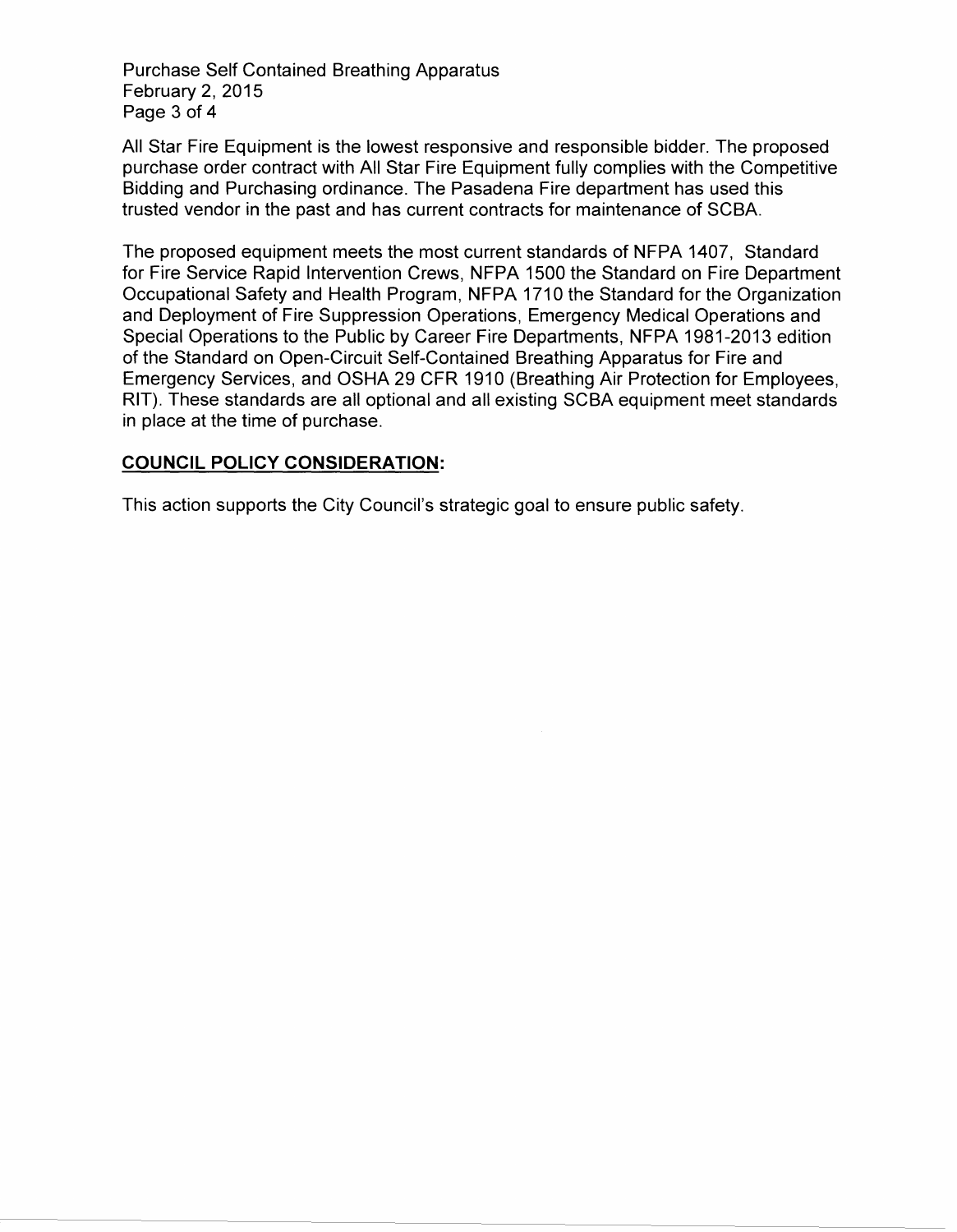All Star Fire Equipment is the lowest responsive and responsible bidder. The proposed purchase order contract with All Star Fire Equipment fully complies with the Competitive Bidding and Purchasing ordinance. The Pasadena Fire department has used this trusted vendor in the past and has current contracts for maintenance of SCBA.

The proposed equipment meets the most current standards of NFPA 1407, Standard for Fire Service Rapid Intervention Crews, NFPA 1500 the Standard on Fire Department Occupational Safety and Health Program, NFPA 1710 the Standard for the Organization and Deployment of Fire Suppression Operations, Emergency Medical Operations and Special Operations to the Public by Career Fire Departments, NFPA 1981-2013 edition of the Standard on Open-Circuit Self-Contained Breathing Apparatus for Fire and Emergency Services, and OSHA 29 CFR 1910 (Breathing Air Protection for Employees, RIT). These standards are all optional and all existing SCBA equipment meet standards in place at the time of purchase.

## COUNCIL POLICY CONSIDERATION:

This action supports the City Council's strategic goal to ensure public safety.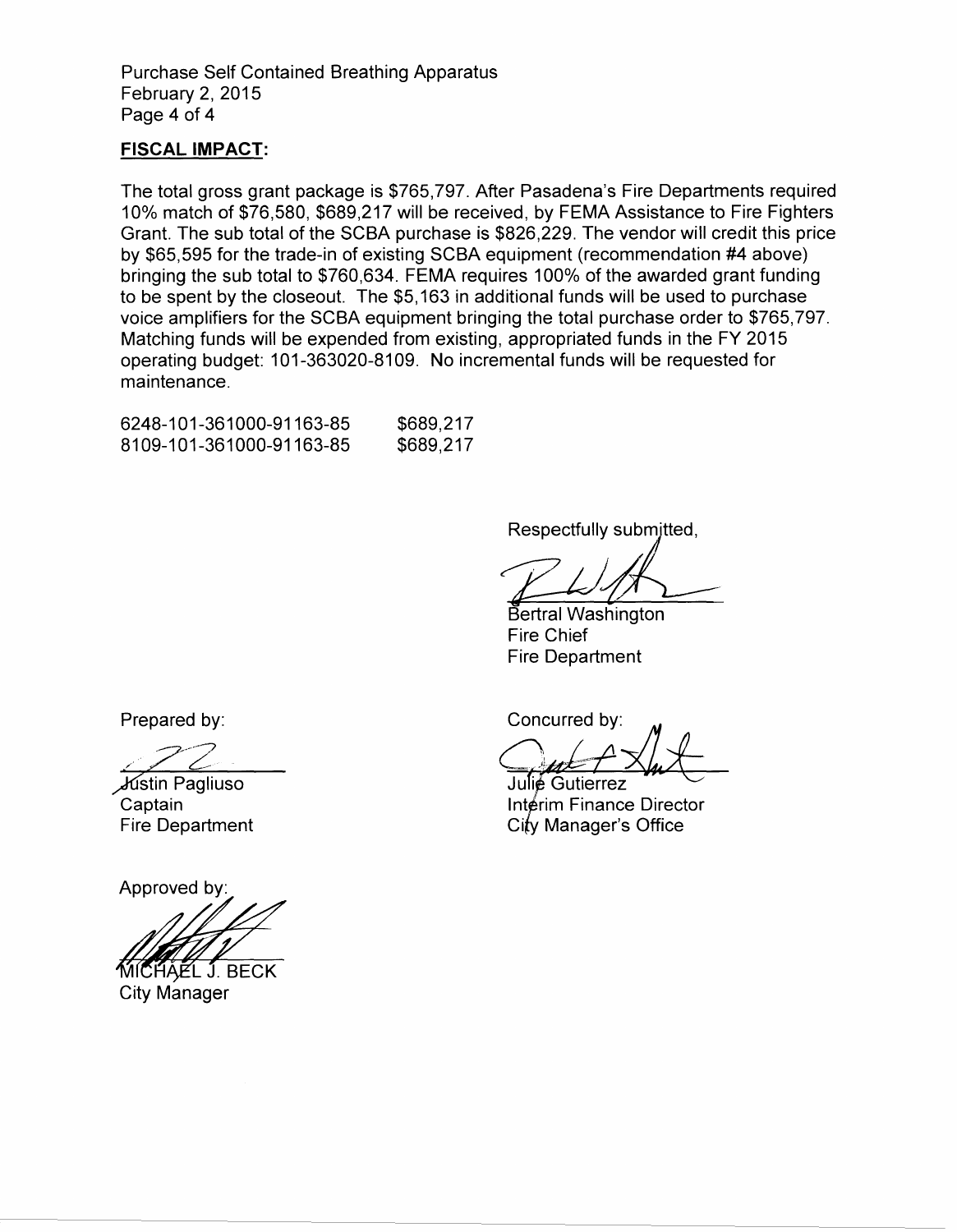## FISCAL IMPACT:

The total gross grant package is $765,797. After Pasadena's Fire Departments required 10% match of $76,580, $689,217 will be received, by FEMA Assistance to Fire Fighters Grant. The sub total of the SCBA purchase is $826,229. The vendor will credit this price by $65,595 for the trade-in of existing SCBA equipment (recommendation #4 above) bringing the sub total to $760,634. FEMA requires 100% of the awarded grant funding to be spent by the closeout. The $5,163 in additional funds will be used to purchase voice amplifiers for the SCBA equipment bringing the total purchase order to $765,797. Matching funds will be expended from existing, appropriated funds in the FY 2015 operating budget: 101-363020-8109. No incremental funds will be requested for maintenance.

| | |
|---|---|
| 6248-101-361000-91163-85 | $689,217 |
| 8109-101-361000-91163-85 | $689,217 |

Respectfully submitted,

Bertral Washington
Fire Chief
Fire Department

Prepared by:

Justin Pagliuso
Captain
Fire Department

Concurred by:

Julie Gutierrez
Interim Finance Director
City Manager's Office

Approved by:

MICHAEL J. BECK
City Manager